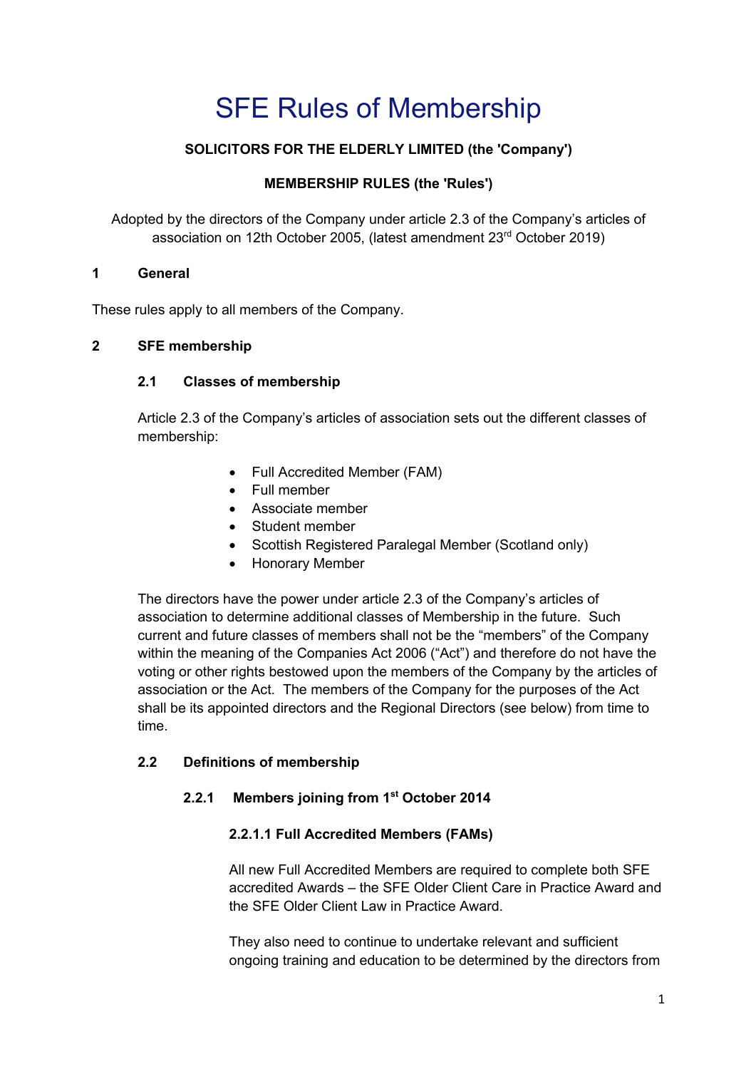# SFE Rules of Membership

**SOLICITORS FOR THE ELDERLY LIMITED (the 'Company')**

**MEMBERSHIP RULES (the 'Rules')**

Adopted by the directors of the Company under article 2.3 of the Company's articles of association on 12th October 2005, (latest amendment 23rd October 2019)

## 1 General

These rules apply to all members of the Company.

## 2 SFE membership

### 2.1 Classes of membership

Article 2.3 of the Company's articles of association sets out the different classes of membership:

- Full Accredited Member (FAM)
- Full member
- Associate member
- Student member
- Scottish Registered Paralegal Member (Scotland only)
- Honorary Member

The directors have the power under article 2.3 of the Company's articles of association to determine additional classes of Membership in the future. Such current and future classes of members shall not be the "members" of the Company within the meaning of the Companies Act 2006 ("Act") and therefore do not have the voting or other rights bestowed upon the members of the Company by the articles of association or the Act. The members of the Company for the purposes of the Act shall be its appointed directors and the Regional Directors (see below) from time to time.

### 2.2 Definitions of membership

#### 2.2.1 Members joining from 1st October 2014

##### 2.2.1.1 Full Accredited Members (FAMs)

All new Full Accredited Members are required to complete both SFE accredited Awards – the SFE Older Client Care in Practice Award and the SFE Older Client Law in Practice Award.

They also need to continue to undertake relevant and sufficient ongoing training and education to be determined by the directors from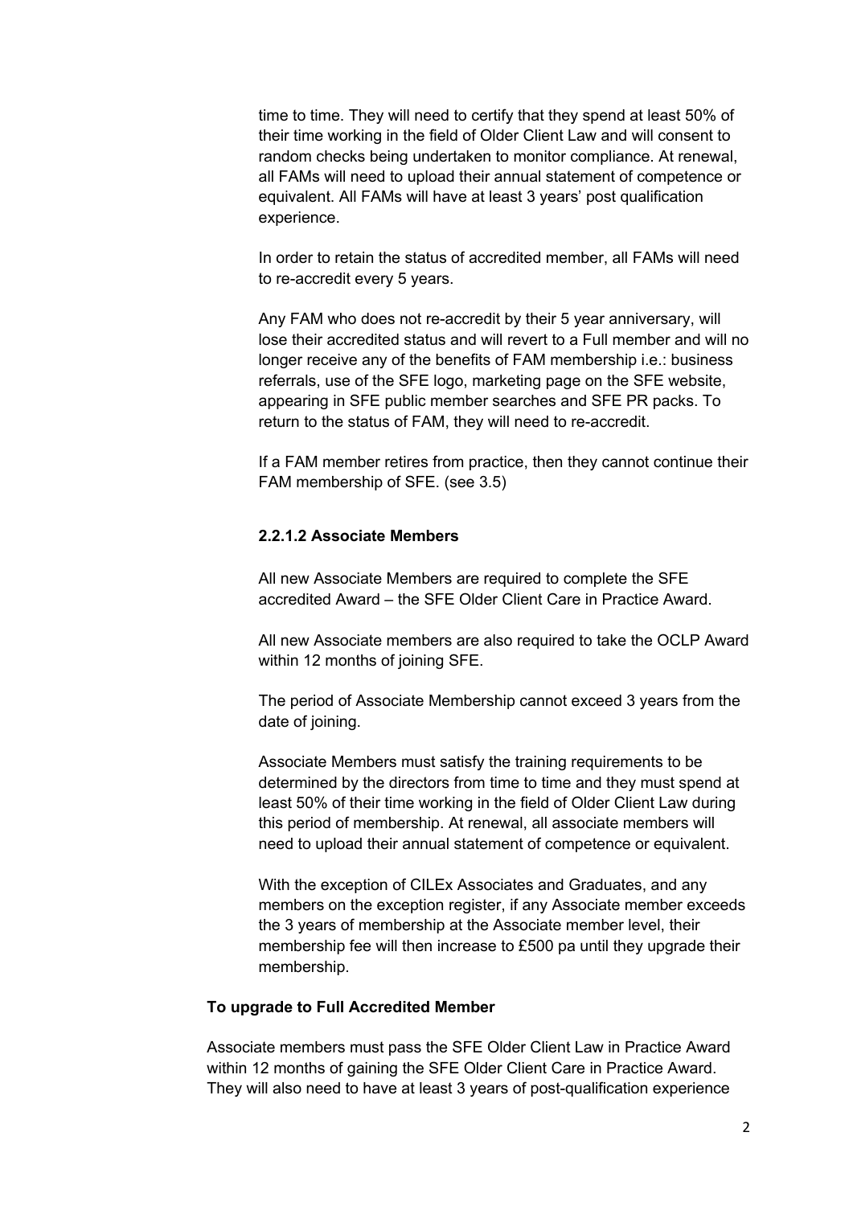time to time. They will need to certify that they spend at least 50% of their time working in the field of Older Client Law and will consent to random checks being undertaken to monitor compliance. At renewal, all FAMs will need to upload their annual statement of competence or equivalent. All FAMs will have at least 3 years' post qualification experience.

In order to retain the status of accredited member, all FAMs will need to re-accredit every 5 years.

Any FAM who does not re-accredit by their 5 year anniversary, will lose their accredited status and will revert to a Full member and will no longer receive any of the benefits of FAM membership i.e.: business referrals, use of the SFE logo, marketing page on the SFE website, appearing in SFE public member searches and SFE PR packs. To return to the status of FAM, they will need to re-accredit.

If a FAM member retires from practice, then they cannot continue their FAM membership of SFE. (see 3.5)

#### 2.2.1.2 Associate Members

All new Associate Members are required to complete the SFE accredited Award – the SFE Older Client Care in Practice Award.

All new Associate members are also required to take the OCLP Award within 12 months of joining SFE.

The period of Associate Membership cannot exceed 3 years from the date of joining.

Associate Members must satisfy the training requirements to be determined by the directors from time to time and they must spend at least 50% of their time working in the field of Older Client Law during this period of membership. At renewal, all associate members will need to upload their annual statement of competence or equivalent.

With the exception of CILEx Associates and Graduates, and any members on the exception register, if any Associate member exceeds the 3 years of membership at the Associate member level, their membership fee will then increase to £500 pa until they upgrade their membership.

**To upgrade to Full Accredited Member**

Associate members must pass the SFE Older Client Law in Practice Award within 12 months of gaining the SFE Older Client Care in Practice Award. They will also need to have at least 3 years of post-qualification experience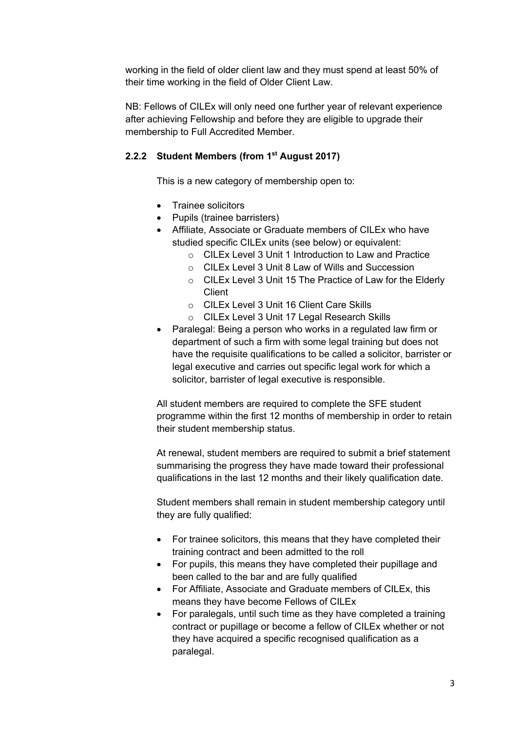working in the field of older client law and they must spend at least 50% of their time working in the field of Older Client Law.

NB: Fellows of CILEx will only need one further year of relevant experience after achieving Fellowship and before they are eligible to upgrade their membership to Full Accredited Member.

### 2.2.2 Student Members (from 1st August 2017)

This is a new category of membership open to:

- Trainee solicitors
- Pupils (trainee barristers)
- Affiliate, Associate or Graduate members of CILEx who have studied specific CILEx units (see below) or equivalent:
  - CILEx Level 3 Unit 1 Introduction to Law and Practice
  - CILEx Level 3 Unit 8 Law of Wills and Succession
  - CILEx Level 3 Unit 15 The Practice of Law for the Elderly Client
  - CILEx Level 3 Unit 16 Client Care Skills
  - CILEx Level 3 Unit 17 Legal Research Skills
- Paralegal: Being a person who works in a regulated law firm or department of such a firm with some legal training but does not have the requisite qualifications to be called a solicitor, barrister or legal executive and carries out specific legal work for which a solicitor, barrister of legal executive is responsible.

All student members are required to complete the SFE student programme within the first 12 months of membership in order to retain their student membership status.

At renewal, student members are required to submit a brief statement summarising the progress they have made toward their professional qualifications in the last 12 months and their likely qualification date.

Student members shall remain in student membership category until they are fully qualified:

- For trainee solicitors, this means that they have completed their training contract and been admitted to the roll
- For pupils, this means they have completed their pupillage and been called to the bar and are fully qualified
- For Affiliate, Associate and Graduate members of CILEx, this means they have become Fellows of CILEx
- For paralegals, until such time as they have completed a training contract or pupillage or become a fellow of CILEx whether or not they have acquired a specific recognised qualification as a paralegal.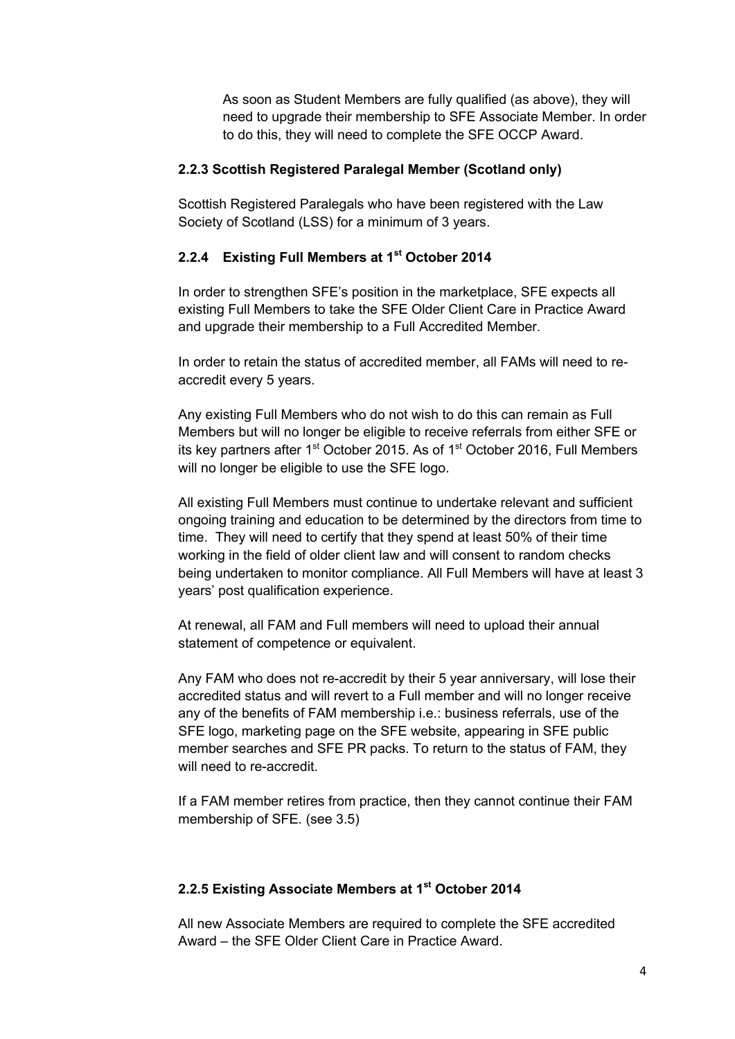As soon as Student Members are fully qualified (as above), they will need to upgrade their membership to SFE Associate Member. In order to do this, they will need to complete the SFE OCCP Award.

### 2.2.3 Scottish Registered Paralegal Member (Scotland only)

Scottish Registered Paralegals who have been registered with the Law Society of Scotland (LSS) for a minimum of 3 years.

### 2.2.4 Existing Full Members at 1st October 2014

In order to strengthen SFE's position in the marketplace, SFE expects all existing Full Members to take the SFE Older Client Care in Practice Award and upgrade their membership to a Full Accredited Member.

In order to retain the status of accredited member, all FAMs will need to re-accredit every 5 years.

Any existing Full Members who do not wish to do this can remain as Full Members but will no longer be eligible to receive referrals from either SFE or its key partners after 1st October 2015. As of 1st October 2016, Full Members will no longer be eligible to use the SFE logo.

All existing Full Members must continue to undertake relevant and sufficient ongoing training and education to be determined by the directors from time to time. They will need to certify that they spend at least 50% of their time working in the field of older client law and will consent to random checks being undertaken to monitor compliance. All Full Members will have at least 3 years' post qualification experience.

At renewal, all FAM and Full members will need to upload their annual statement of competence or equivalent.

Any FAM who does not re-accredit by their 5 year anniversary, will lose their accredited status and will revert to a Full member and will no longer receive any of the benefits of FAM membership i.e.: business referrals, use of the SFE logo, marketing page on the SFE website, appearing in SFE public member searches and SFE PR packs. To return to the status of FAM, they will need to re-accredit.

If a FAM member retires from practice, then they cannot continue their FAM membership of SFE. (see 3.5)

### 2.2.5 Existing Associate Members at 1st October 2014

All new Associate Members are required to complete the SFE accredited Award – the SFE Older Client Care in Practice Award.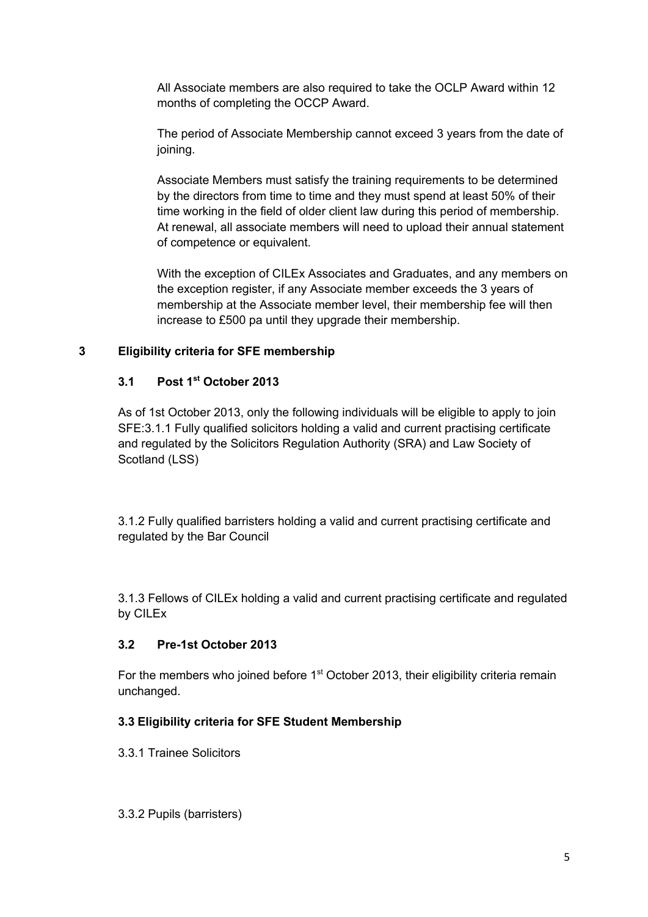All Associate members are also required to take the OCLP Award within 12 months of completing the OCCP Award.

The period of Associate Membership cannot exceed 3 years from the date of joining.

Associate Members must satisfy the training requirements to be determined by the directors from time to time and they must spend at least 50% of their time working in the field of older client law during this period of membership. At renewal, all associate members will need to upload their annual statement of competence or equivalent.

With the exception of CILEx Associates and Graduates, and any members on the exception register, if any Associate member exceeds the 3 years of membership at the Associate member level, their membership fee will then increase to £500 pa until they upgrade their membership.

## 3 Eligibility criteria for SFE membership

### 3.1 Post 1st October 2013

As of 1st October 2013, only the following individuals will be eligible to apply to join SFE:3.1.1 Fully qualified solicitors holding a valid and current practising certificate and regulated by the Solicitors Regulation Authority (SRA) and Law Society of Scotland (LSS)

3.1.2 Fully qualified barristers holding a valid and current practising certificate and regulated by the Bar Council

3.1.3 Fellows of CILEx holding a valid and current practising certificate and regulated by CILEx

### 3.2 Pre-1st October 2013

For the members who joined before 1st October 2013, their eligibility criteria remain unchanged.

### 3.3 Eligibility criteria for SFE Student Membership

3.3.1 Trainee Solicitors

3.3.2 Pupils (barristers)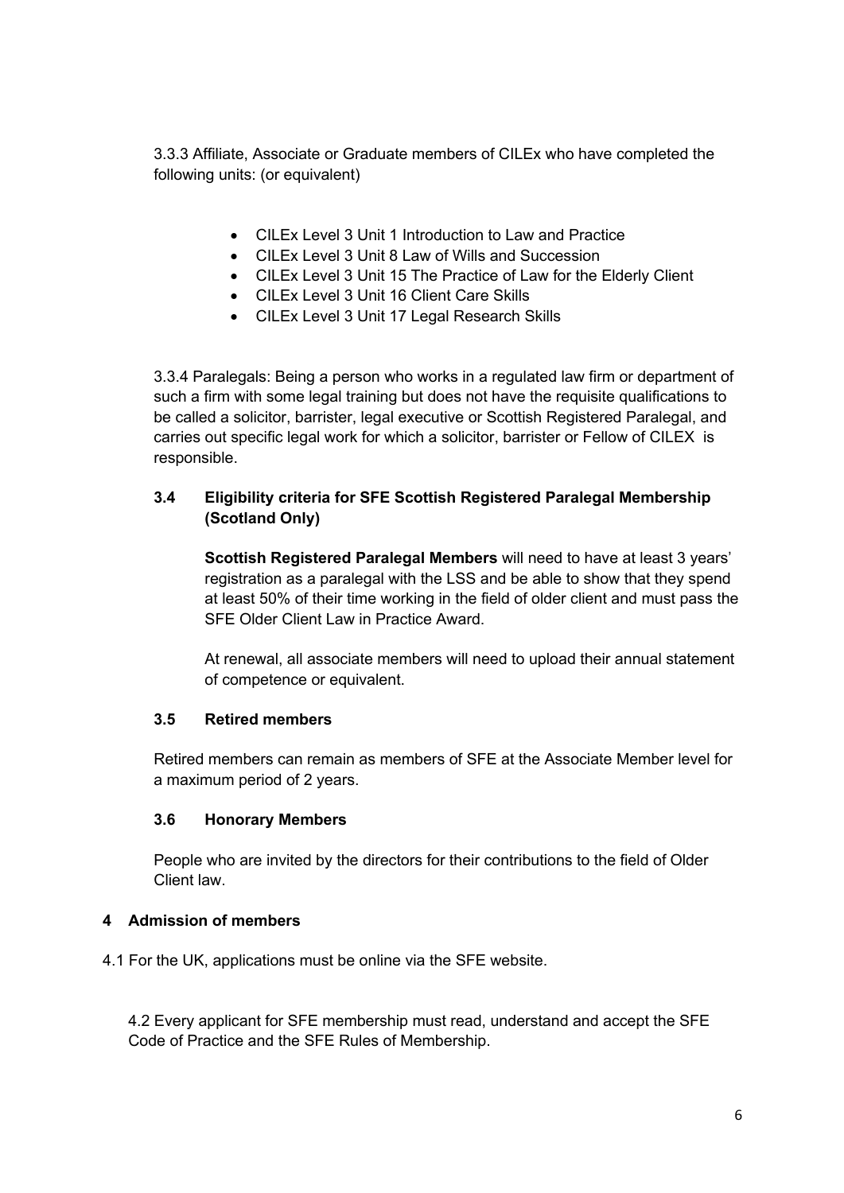3.3.3 Affiliate, Associate or Graduate members of CILEx who have completed the following units: (or equivalent)

- CILEx Level 3 Unit 1 Introduction to Law and Practice
- CILEx Level 3 Unit 8 Law of Wills and Succession
- CILEx Level 3 Unit 15 The Practice of Law for the Elderly Client
- CILEx Level 3 Unit 16 Client Care Skills
- CILEx Level 3 Unit 17 Legal Research Skills

3.3.4 Paralegals: Being a person who works in a regulated law firm or department of such a firm with some legal training but does not have the requisite qualifications to be called a solicitor, barrister, legal executive or Scottish Registered Paralegal, and carries out specific legal work for which a solicitor, barrister or Fellow of CILEX is responsible.

### 3.4 Eligibility criteria for SFE Scottish Registered Paralegal Membership (Scotland Only)

**Scottish Registered Paralegal Members** will need to have at least 3 years' registration as a paralegal with the LSS and be able to show that they spend at least 50% of their time working in the field of older client and must pass the SFE Older Client Law in Practice Award.

At renewal, all associate members will need to upload their annual statement of competence or equivalent.

### 3.5 Retired members

Retired members can remain as members of SFE at the Associate Member level for a maximum period of 2 years.

### 3.6 Honorary Members

People who are invited by the directors for their contributions to the field of Older Client law.

## 4 Admission of members

4.1 For the UK, applications must be online via the SFE website.

4.2 Every applicant for SFE membership must read, understand and accept the SFE Code of Practice and the SFE Rules of Membership.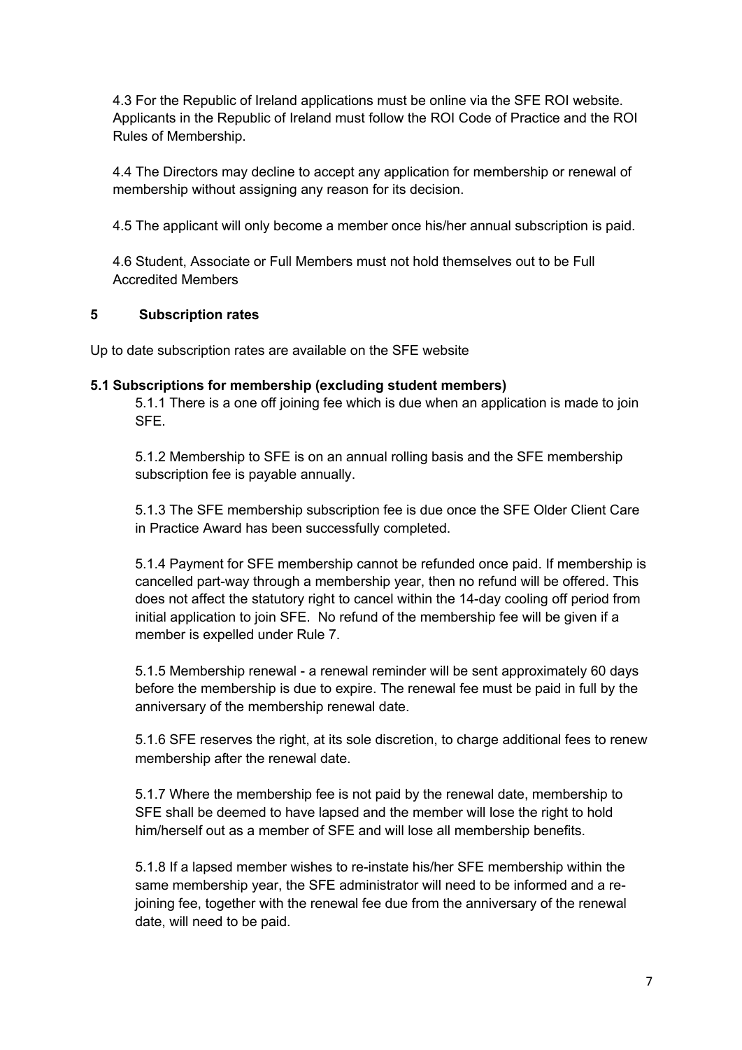4.3 For the Republic of Ireland applications must be online via the SFE ROI website. Applicants in the Republic of Ireland must follow the ROI Code of Practice and the ROI Rules of Membership.

4.4 The Directors may decline to accept any application for membership or renewal of membership without assigning any reason for its decision.

4.5 The applicant will only become a member once his/her annual subscription is paid.

4.6 Student, Associate or Full Members must not hold themselves out to be Full Accredited Members

## 5 Subscription rates

Up to date subscription rates are available on the SFE website

### 5.1 Subscriptions for membership (excluding student members)

5.1.1 There is a one off joining fee which is due when an application is made to join SFE.

5.1.2 Membership to SFE is on an annual rolling basis and the SFE membership subscription fee is payable annually.

5.1.3 The SFE membership subscription fee is due once the SFE Older Client Care in Practice Award has been successfully completed.

5.1.4 Payment for SFE membership cannot be refunded once paid. If membership is cancelled part-way through a membership year, then no refund will be offered. This does not affect the statutory right to cancel within the 14-day cooling off period from initial application to join SFE. No refund of the membership fee will be given if a member is expelled under Rule 7.

5.1.5 Membership renewal - a renewal reminder will be sent approximately 60 days before the membership is due to expire. The renewal fee must be paid in full by the anniversary of the membership renewal date.

5.1.6 SFE reserves the right, at its sole discretion, to charge additional fees to renew membership after the renewal date.

5.1.7 Where the membership fee is not paid by the renewal date, membership to SFE shall be deemed to have lapsed and the member will lose the right to hold him/herself out as a member of SFE and will lose all membership benefits.

5.1.8 If a lapsed member wishes to re-instate his/her SFE membership within the same membership year, the SFE administrator will need to be informed and a re-joining fee, together with the renewal fee due from the anniversary of the renewal date, will need to be paid.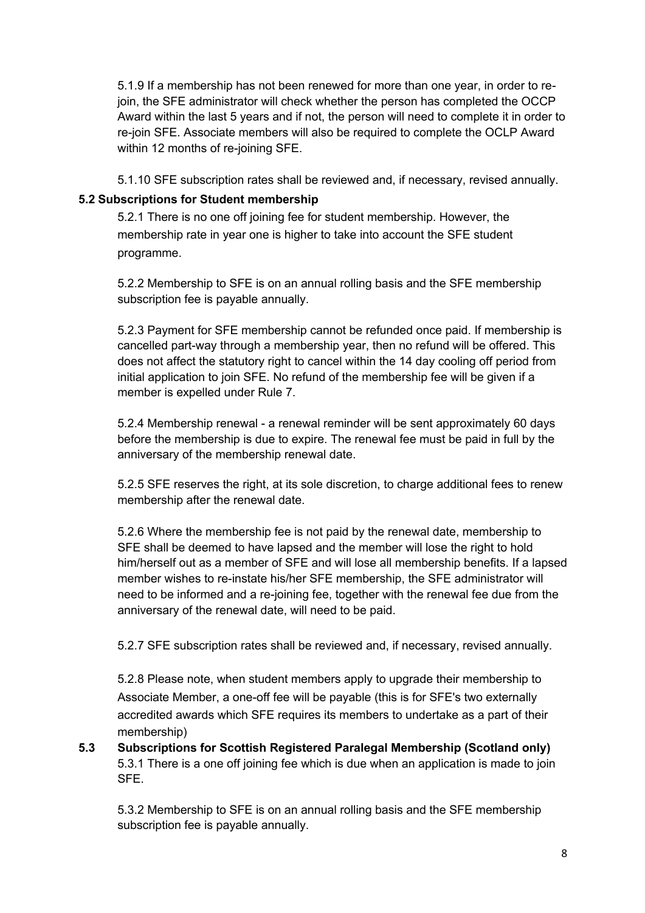5.1.9 If a membership has not been renewed for more than one year, in order to re-join, the SFE administrator will check whether the person has completed the OCCP Award within the last 5 years and if not, the person will need to complete it in order to re-join SFE. Associate members will also be required to complete the OCLP Award within 12 months of re-joining SFE.

5.1.10 SFE subscription rates shall be reviewed and, if necessary, revised annually.

**5.2 Subscriptions for Student membership**

5.2.1 There is no one off joining fee for student membership. However, the membership rate in year one is higher to take into account the SFE student programme.

5.2.2 Membership to SFE is on an annual rolling basis and the SFE membership subscription fee is payable annually.

5.2.3 Payment for SFE membership cannot be refunded once paid. If membership is cancelled part-way through a membership year, then no refund will be offered. This does not affect the statutory right to cancel within the 14 day cooling off period from initial application to join SFE. No refund of the membership fee will be given if a member is expelled under Rule 7.

5.2.4 Membership renewal - a renewal reminder will be sent approximately 60 days before the membership is due to expire. The renewal fee must be paid in full by the anniversary of the membership renewal date.

5.2.5 SFE reserves the right, at its sole discretion, to charge additional fees to renew membership after the renewal date.

5.2.6 Where the membership fee is not paid by the renewal date, membership to SFE shall be deemed to have lapsed and the member will lose the right to hold him/herself out as a member of SFE and will lose all membership benefits. If a lapsed member wishes to re-instate his/her SFE membership, the SFE administrator will need to be informed and a re-joining fee, together with the renewal fee due from the anniversary of the renewal date, will need to be paid.

5.2.7 SFE subscription rates shall be reviewed and, if necessary, revised annually.

5.2.8 Please note, when student members apply to upgrade their membership to Associate Member, a one-off fee will be payable (this is for SFE's two externally accredited awards which SFE requires its members to undertake as a part of their membership)

**5.3 Subscriptions for Scottish Registered Paralegal Membership (Scotland only)**

5.3.1 There is a one off joining fee which is due when an application is made to join SFE.

5.3.2 Membership to SFE is on an annual rolling basis and the SFE membership subscription fee is payable annually.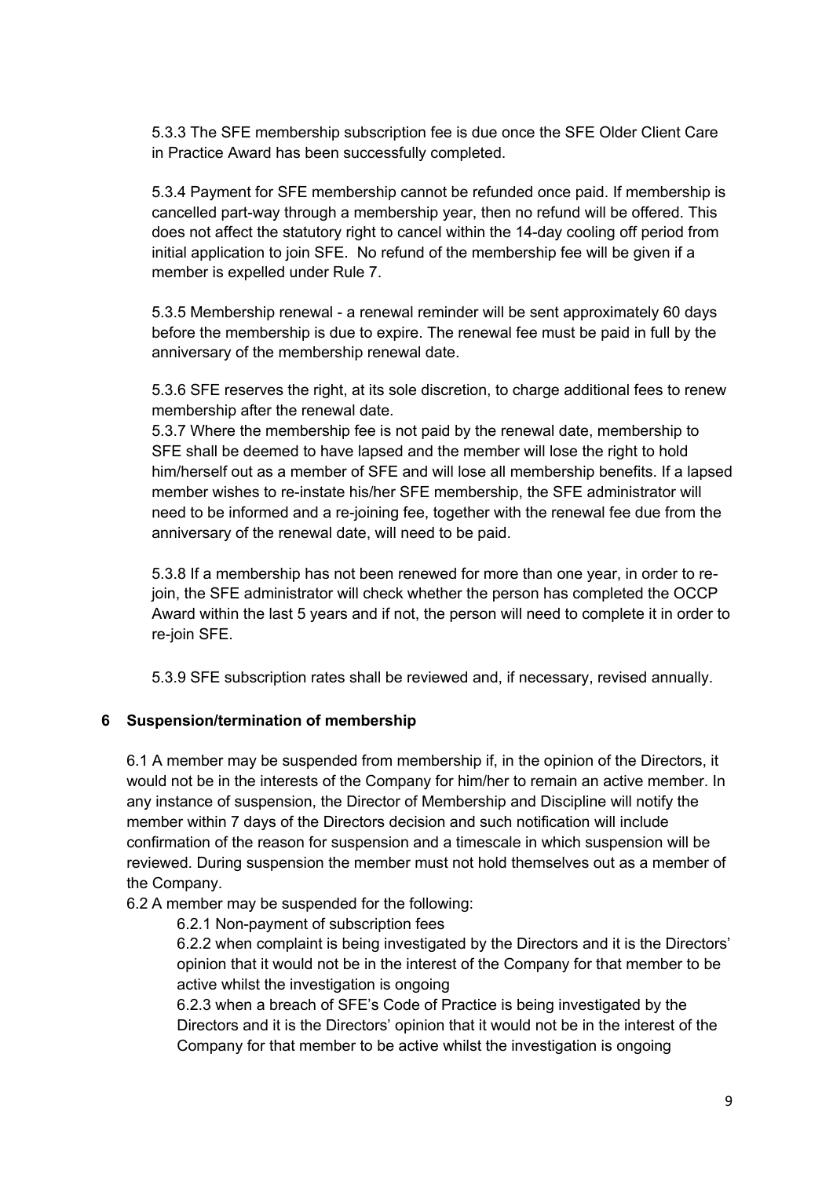5.3.3 The SFE membership subscription fee is due once the SFE Older Client Care in Practice Award has been successfully completed.

5.3.4 Payment for SFE membership cannot be refunded once paid. If membership is cancelled part-way through a membership year, then no refund will be offered. This does not affect the statutory right to cancel within the 14-day cooling off period from initial application to join SFE. No refund of the membership fee will be given if a member is expelled under Rule 7.

5.3.5 Membership renewal - a renewal reminder will be sent approximately 60 days before the membership is due to expire. The renewal fee must be paid in full by the anniversary of the membership renewal date.

5.3.6 SFE reserves the right, at its sole discretion, to charge additional fees to renew membership after the renewal date.

5.3.7 Where the membership fee is not paid by the renewal date, membership to SFE shall be deemed to have lapsed and the member will lose the right to hold him/herself out as a member of SFE and will lose all membership benefits. If a lapsed member wishes to re-instate his/her SFE membership, the SFE administrator will need to be informed and a re-joining fee, together with the renewal fee due from the anniversary of the renewal date, will need to be paid.

5.3.8 If a membership has not been renewed for more than one year, in order to re-join, the SFE administrator will check whether the person has completed the OCCP Award within the last 5 years and if not, the person will need to complete it in order to re-join SFE.

5.3.9 SFE subscription rates shall be reviewed and, if necessary, revised annually.

## 6 Suspension/termination of membership

6.1 A member may be suspended from membership if, in the opinion of the Directors, it would not be in the interests of the Company for him/her to remain an active member. In any instance of suspension, the Director of Membership and Discipline will notify the member within 7 days of the Directors decision and such notification will include confirmation of the reason for suspension and a timescale in which suspension will be reviewed. During suspension the member must not hold themselves out as a member of the Company.

6.2 A member may be suspended for the following:

6.2.1 Non-payment of subscription fees

6.2.2 when complaint is being investigated by the Directors and it is the Directors' opinion that it would not be in the interest of the Company for that member to be active whilst the investigation is ongoing

6.2.3 when a breach of SFE's Code of Practice is being investigated by the Directors and it is the Directors' opinion that it would not be in the interest of the Company for that member to be active whilst the investigation is ongoing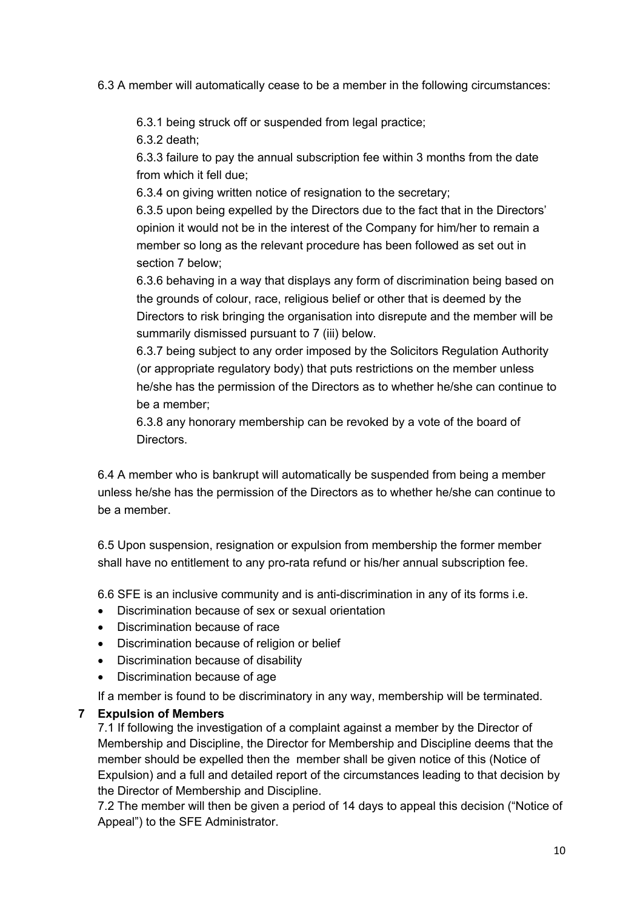6.3 A member will automatically cease to be a member in the following circumstances:

6.3.1 being struck off or suspended from legal practice;

6.3.2 death;

6.3.3 failure to pay the annual subscription fee within 3 months from the date from which it fell due;

6.3.4 on giving written notice of resignation to the secretary;

6.3.5 upon being expelled by the Directors due to the fact that in the Directors' opinion it would not be in the interest of the Company for him/her to remain a member so long as the relevant procedure has been followed as set out in section 7 below;

6.3.6 behaving in a way that displays any form of discrimination being based on the grounds of colour, race, religious belief or other that is deemed by the Directors to risk bringing the organisation into disrepute and the member will be summarily dismissed pursuant to 7 (iii) below.

6.3.7 being subject to any order imposed by the Solicitors Regulation Authority (or appropriate regulatory body) that puts restrictions on the member unless he/she has the permission of the Directors as to whether he/she can continue to be a member;

6.3.8 any honorary membership can be revoked by a vote of the board of Directors.

6.4 A member who is bankrupt will automatically be suspended from being a member unless he/she has the permission of the Directors as to whether he/she can continue to be a member.

6.5 Upon suspension, resignation or expulsion from membership the former member shall have no entitlement to any pro-rata refund or his/her annual subscription fee.

6.6 SFE is an inclusive community and is anti-discrimination in any of its forms i.e.

- Discrimination because of sex or sexual orientation
- Discrimination because of race
- Discrimination because of religion or belief
- Discrimination because of disability
- Discrimination because of age

If a member is found to be discriminatory in any way, membership will be terminated.

## 7 Expulsion of Members

7.1 If following the investigation of a complaint against a member by the Director of Membership and Discipline, the Director for Membership and Discipline deems that the member should be expelled then the member shall be given notice of this (Notice of Expulsion) and a full and detailed report of the circumstances leading to that decision by the Director of Membership and Discipline.

7.2 The member will then be given a period of 14 days to appeal this decision ("Notice of Appeal") to the SFE Administrator.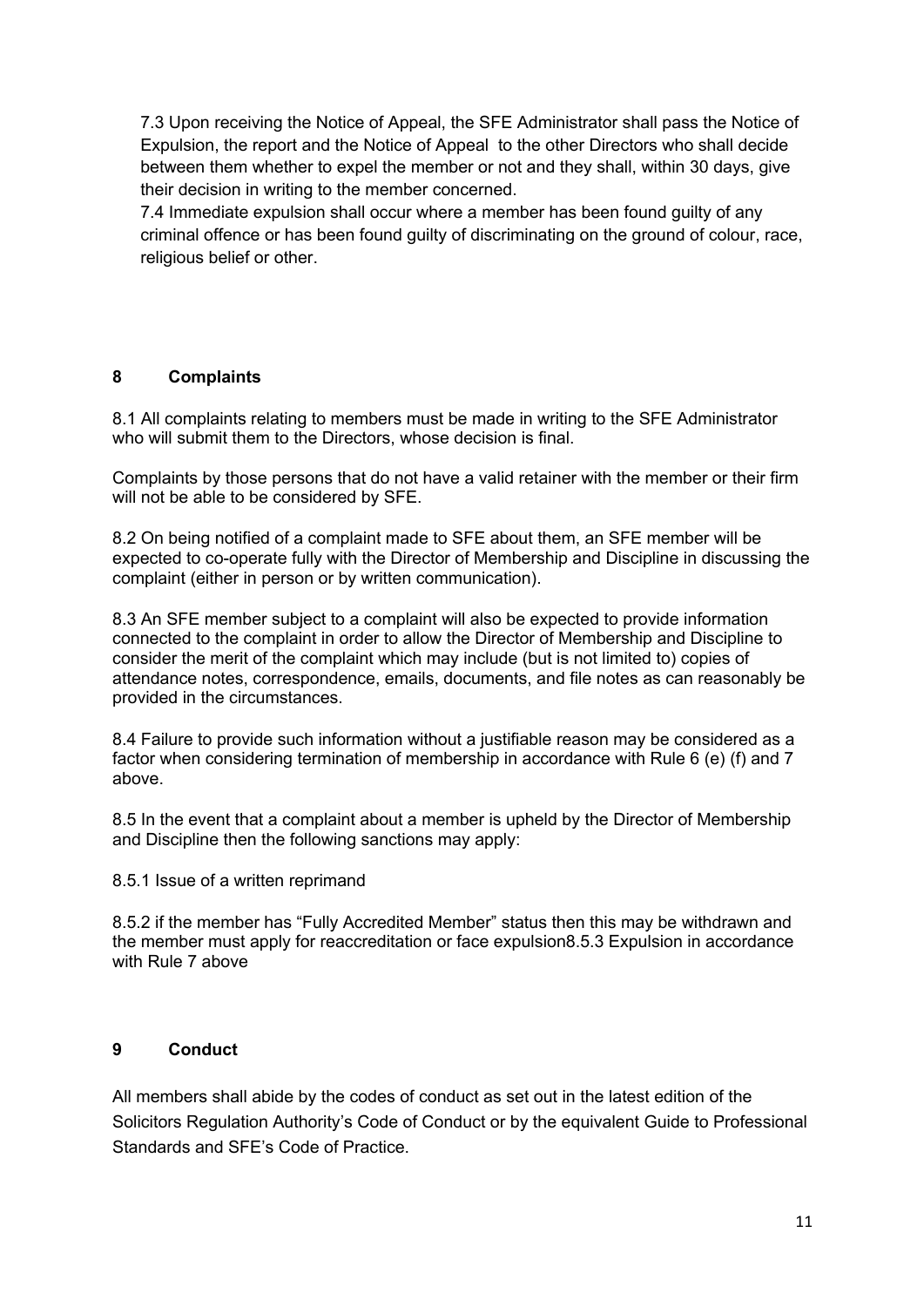7.3 Upon receiving the Notice of Appeal, the SFE Administrator shall pass the Notice of Expulsion, the report and the Notice of Appeal to the other Directors who shall decide between them whether to expel the member or not and they shall, within 30 days, give their decision in writing to the member concerned.

7.4 Immediate expulsion shall occur where a member has been found guilty of any criminal offence or has been found guilty of discriminating on the ground of colour, race, religious belief or other.

## 8 Complaints

8.1 All complaints relating to members must be made in writing to the SFE Administrator who will submit them to the Directors, whose decision is final.

Complaints by those persons that do not have a valid retainer with the member or their firm will not be able to be considered by SFE.

8.2 On being notified of a complaint made to SFE about them, an SFE member will be expected to co-operate fully with the Director of Membership and Discipline in discussing the complaint (either in person or by written communication).

8.3 An SFE member subject to a complaint will also be expected to provide information connected to the complaint in order to allow the Director of Membership and Discipline to consider the merit of the complaint which may include (but is not limited to) copies of attendance notes, correspondence, emails, documents, and file notes as can reasonably be provided in the circumstances.

8.4 Failure to provide such information without a justifiable reason may be considered as a factor when considering termination of membership in accordance with Rule 6 (e) (f) and 7 above.

8.5 In the event that a complaint about a member is upheld by the Director of Membership and Discipline then the following sanctions may apply:

8.5.1 Issue of a written reprimand

8.5.2 if the member has "Fully Accredited Member" status then this may be withdrawn and the member must apply for reaccreditation or face expulsion8.5.3 Expulsion in accordance with Rule 7 above

## 9 Conduct

All members shall abide by the codes of conduct as set out in the latest edition of the Solicitors Regulation Authority's Code of Conduct or by the equivalent Guide to Professional Standards and SFE's Code of Practice.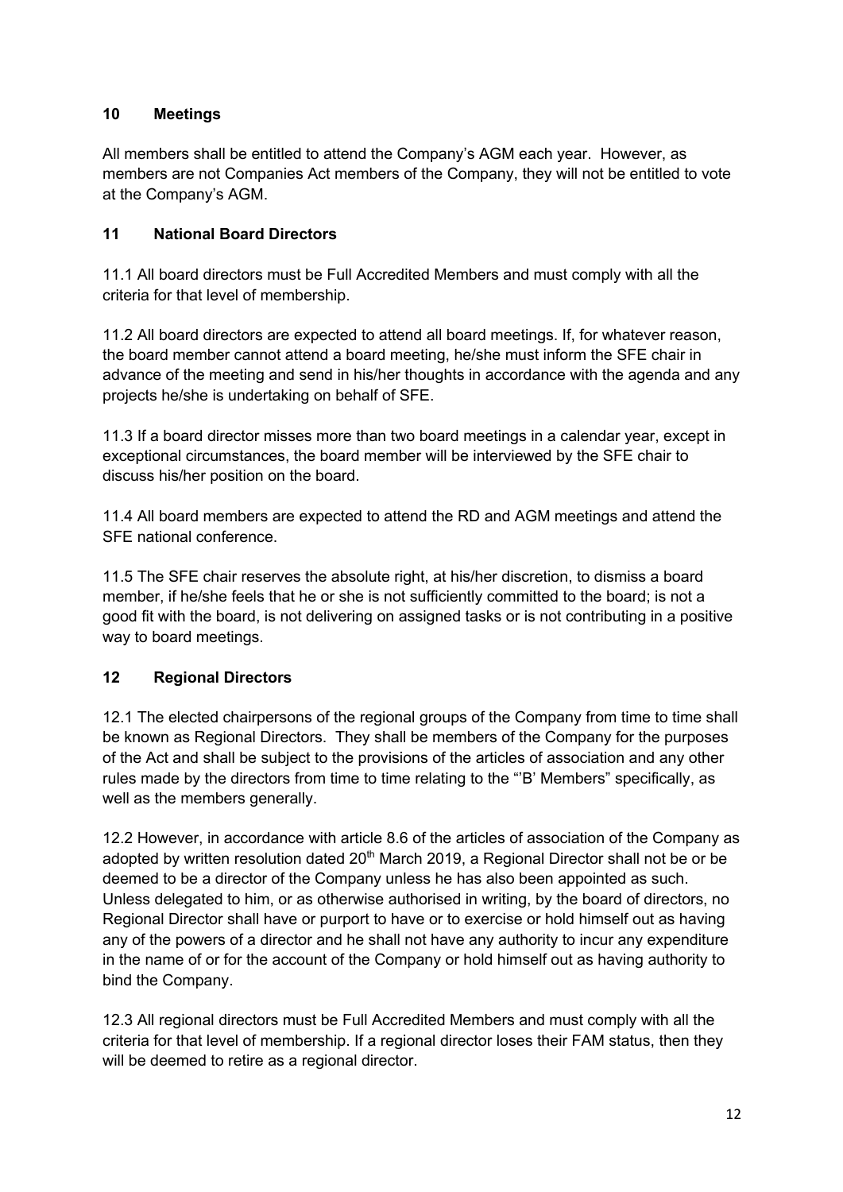## 10 Meetings

All members shall be entitled to attend the Company's AGM each year. However, as members are not Companies Act members of the Company, they will not be entitled to vote at the Company's AGM.

## 11 National Board Directors

11.1 All board directors must be Full Accredited Members and must comply with all the criteria for that level of membership.

11.2 All board directors are expected to attend all board meetings. If, for whatever reason, the board member cannot attend a board meeting, he/she must inform the SFE chair in advance of the meeting and send in his/her thoughts in accordance with the agenda and any projects he/she is undertaking on behalf of SFE.

11.3 If a board director misses more than two board meetings in a calendar year, except in exceptional circumstances, the board member will be interviewed by the SFE chair to discuss his/her position on the board.

11.4 All board members are expected to attend the RD and AGM meetings and attend the SFE national conference.

11.5 The SFE chair reserves the absolute right, at his/her discretion, to dismiss a board member, if he/she feels that he or she is not sufficiently committed to the board; is not a good fit with the board, is not delivering on assigned tasks or is not contributing in a positive way to board meetings.

## 12 Regional Directors

12.1 The elected chairpersons of the regional groups of the Company from time to time shall be known as Regional Directors. They shall be members of the Company for the purposes of the Act and shall be subject to the provisions of the articles of association and any other rules made by the directors from time to time relating to the "'B' Members" specifically, as well as the members generally.

12.2 However, in accordance with article 8.6 of the articles of association of the Company as adopted by written resolution dated 20th March 2019, a Regional Director shall not be or be deemed to be a director of the Company unless he has also been appointed as such. Unless delegated to him, or as otherwise authorised in writing, by the board of directors, no Regional Director shall have or purport to have or to exercise or hold himself out as having any of the powers of a director and he shall not have any authority to incur any expenditure in the name of or for the account of the Company or hold himself out as having authority to bind the Company.

12.3 All regional directors must be Full Accredited Members and must comply with all the criteria for that level of membership. If a regional director loses their FAM status, then they will be deemed to retire as a regional director.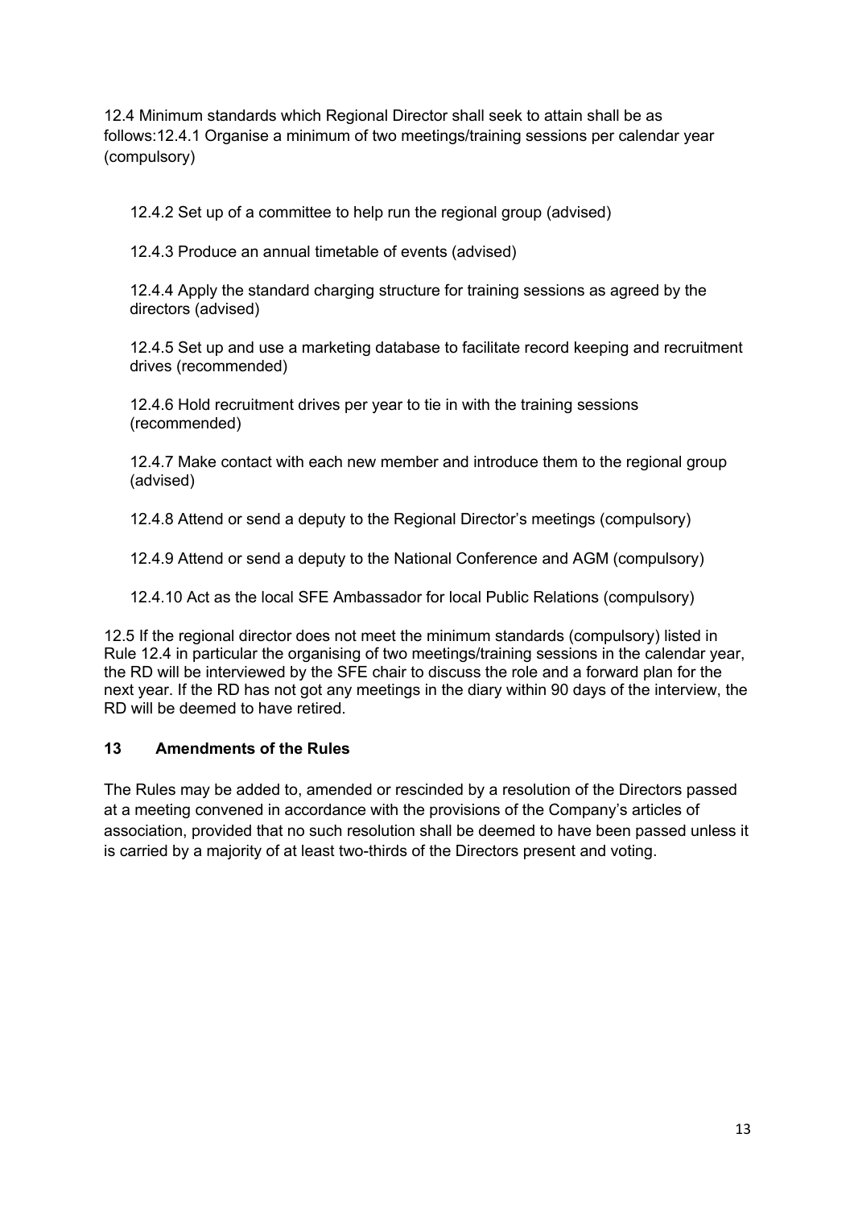12.4 Minimum standards which Regional Director shall seek to attain shall be as follows:12.4.1 Organise a minimum of two meetings/training sessions per calendar year (compulsory)

12.4.2 Set up of a committee to help run the regional group (advised)

12.4.3 Produce an annual timetable of events (advised)

12.4.4 Apply the standard charging structure for training sessions as agreed by the directors (advised)

12.4.5 Set up and use a marketing database to facilitate record keeping and recruitment drives (recommended)

12.4.6 Hold recruitment drives per year to tie in with the training sessions (recommended)

12.4.7 Make contact with each new member and introduce them to the regional group (advised)

12.4.8 Attend or send a deputy to the Regional Director's meetings (compulsory)

12.4.9 Attend or send a deputy to the National Conference and AGM (compulsory)

12.4.10 Act as the local SFE Ambassador for local Public Relations (compulsory)

12.5 If the regional director does not meet the minimum standards (compulsory) listed in Rule 12.4 in particular the organising of two meetings/training sessions in the calendar year, the RD will be interviewed by the SFE chair to discuss the role and a forward plan for the next year. If the RD has not got any meetings in the diary within 90 days of the interview, the RD will be deemed to have retired.

## 13 Amendments of the Rules

The Rules may be added to, amended or rescinded by a resolution of the Directors passed at a meeting convened in accordance with the provisions of the Company's articles of association, provided that no such resolution shall be deemed to have been passed unless it is carried by a majority of at least two-thirds of the Directors present and voting.